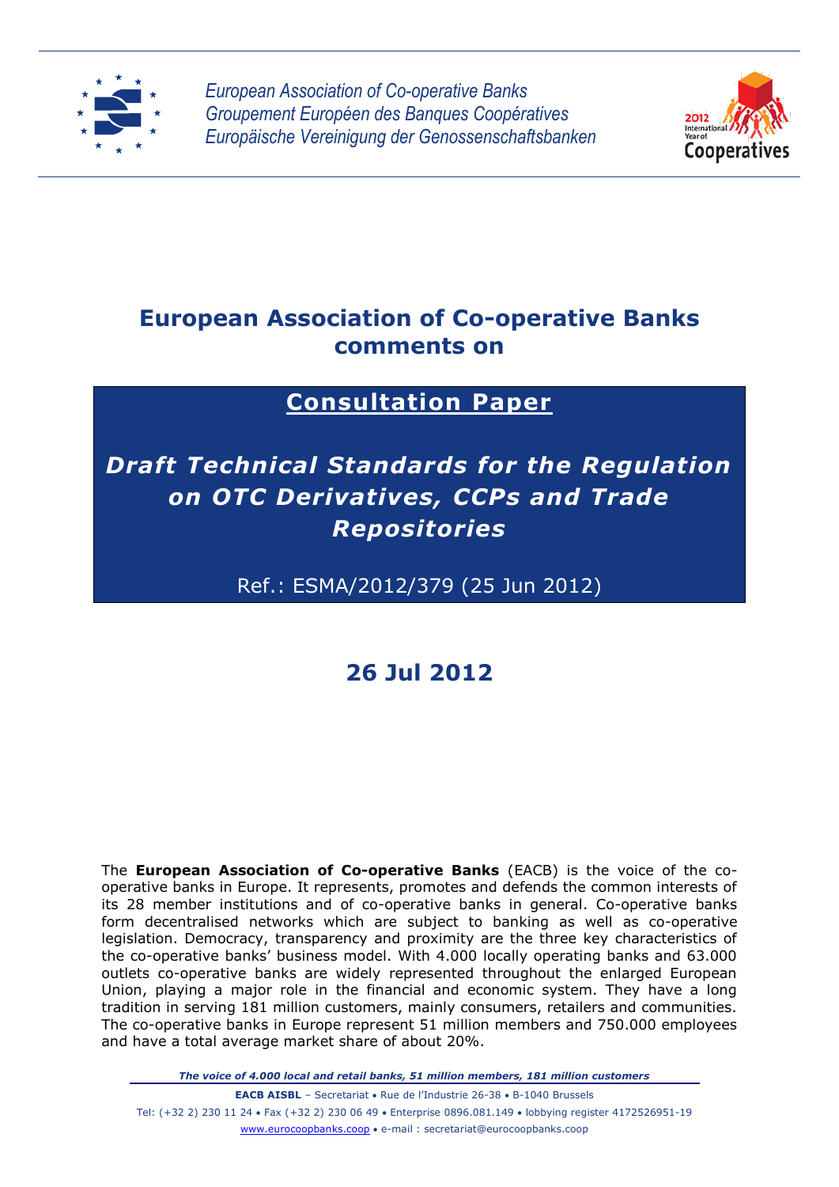*European Association of Co-operative Banks*
*Groupement Européen des Banques Coopératives*
*Europäische Vereinigung der Genossenschaftsbanken*

# European Association of Co-operative Banks comments on

## Consultation Paper

## *Draft Technical Standards for the Regulation on OTC Derivatives, CCPs and Trade Repositories*

Ref.: ESMA/2012/379 (25 Jun 2012)

## 26 Jul 2012

The **European Association of Co-operative Banks** (EACB) is the voice of the co-operative banks in Europe. It represents, promotes and defends the common interests of its 28 member institutions and of co-operative banks in general. Co-operative banks form decentralised networks which are subject to banking as well as co-operative legislation. Democracy, transparency and proximity are the three key characteristics of the co-operative banks' business model. With 4.000 locally operating banks and 63.000 outlets co-operative banks are widely represented throughout the enlarged European Union, playing a major role in the financial and economic system. They have a long tradition in serving 181 million customers, mainly consumers, retailers and communities. The co-operative banks in Europe represent 51 million members and 750.000 employees and have a total average market share of about 20%.

***The voice of 4.000 local and retail banks, 51 million members, 181 million customers***

**EACB AISBL** – Secretariat • Rue de l'Industrie 26-38 • B-1040 Brussels
Tel: (+32 2) 230 11 24 • Fax (+32 2) 230 06 49 • Enterprise 0896.081.149 • lobbying register 4172526951-19
www.eurocoopbanks.coop • e-mail : secretariat@eurocoopbanks.coop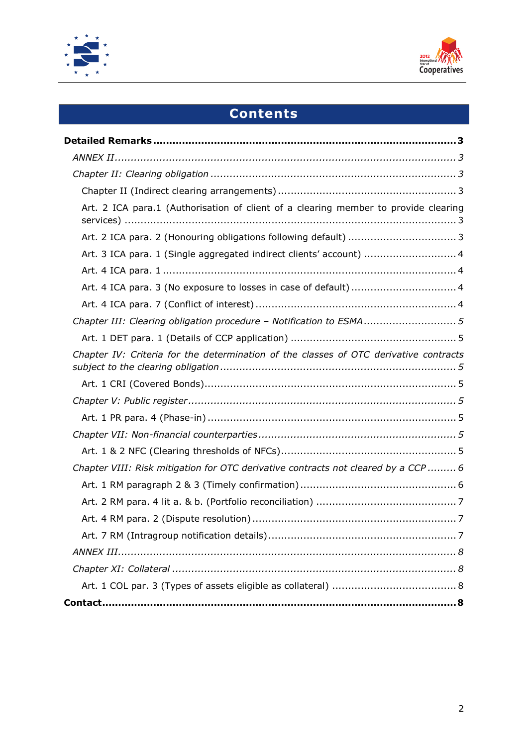# Contents

**Detailed Remarks** **3**

*ANNEX II* *3*

*Chapter II: Clearing obligation* *3*

Chapter II (Indirect clearing arrangements) 3

Art. 2 ICA para.1 (Authorisation of client of a clearing member to provide clearing services) 3

Art. 2 ICA para. 2 (Honouring obligations following default) 3

Art. 3 ICA para. 1 (Single aggregated indirect clients' account) 4

Art. 4 ICA para. 1 4

Art. 4 ICA para. 3 (No exposure to losses in case of default) 4

Art. 4 ICA para. 7 (Conflict of interest) 4

*Chapter III: Clearing obligation procedure – Notification to ESMA* *5*

Art. 1 DET para. 1 (Details of CCP application) 5

*Chapter IV: Criteria for the determination of the classes of OTC derivative contracts subject to the clearing obligation* *5*

Art. 1 CRI (Covered Bonds) 5

*Chapter V: Public register* *5*

Art. 1 PR para. 4 (Phase-in) 5

*Chapter VII: Non-financial counterparties* *5*

Art. 1 & 2 NFC (Clearing thresholds of NFCs) 5

*Chapter VIII: Risk mitigation for OTC derivative contracts not cleared by a CCP* *6*

Art. 1 RM paragraph 2 & 3 (Timely confirmation) 6

Art. 2 RM para. 4 lit a. & b. (Portfolio reconciliation) 7

Art. 4 RM para. 2 (Dispute resolution) 7

Art. 7 RM (Intragroup notification details) 7

*ANNEX III* *8*

*Chapter XI: Collateral* *8*

Art. 1 COL par. 3 (Types of assets eligible as collateral) 8

**Contact** **8**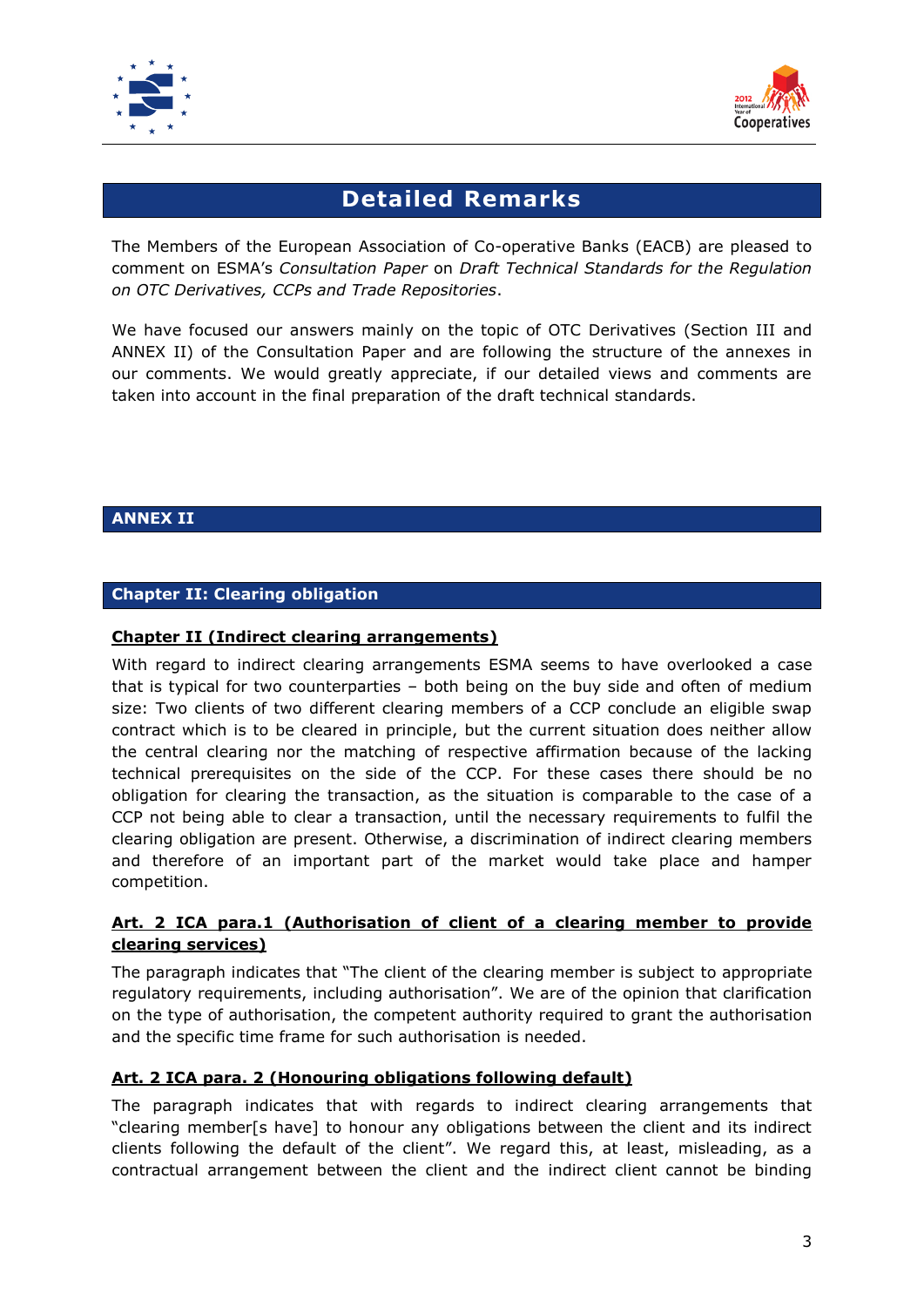# Detailed Remarks

The Members of the European Association of Co-operative Banks (EACB) are pleased to comment on ESMA's *Consultation Paper* on *Draft Technical Standards for the Regulation on OTC Derivatives, CCPs and Trade Repositories*.

We have focused our answers mainly on the topic of OTC Derivatives (Section III and ANNEX II) of the Consultation Paper and are following the structure of the annexes in our comments. We would greatly appreciate, if our detailed views and comments are taken into account in the final preparation of the draft technical standards.

## ANNEX II

### Chapter II: Clearing obligation

**Chapter II (Indirect clearing arrangements)**

With regard to indirect clearing arrangements ESMA seems to have overlooked a case that is typical for two counterparties – both being on the buy side and often of medium size: Two clients of two different clearing members of a CCP conclude an eligible swap contract which is to be cleared in principle, but the current situation does neither allow the central clearing nor the matching of respective affirmation because of the lacking technical prerequisites on the side of the CCP. For these cases there should be no obligation for clearing the transaction, as the situation is comparable to the case of a CCP not being able to clear a transaction, until the necessary requirements to fulfil the clearing obligation are present. Otherwise, a discrimination of indirect clearing members and therefore of an important part of the market would take place and hamper competition.

**Art. 2 ICA para.1 (Authorisation of client of a clearing member to provide clearing services)**

The paragraph indicates that "The client of the clearing member is subject to appropriate regulatory requirements, including authorisation". We are of the opinion that clarification on the type of authorisation, the competent authority required to grant the authorisation and the specific time frame for such authorisation is needed.

**Art. 2 ICA para. 2 (Honouring obligations following default)**

The paragraph indicates that with regards to indirect clearing arrangements that "clearing member[s have] to honour any obligations between the client and its indirect clients following the default of the client". We regard this, at least, misleading, as a contractual arrangement between the client and the indirect client cannot be binding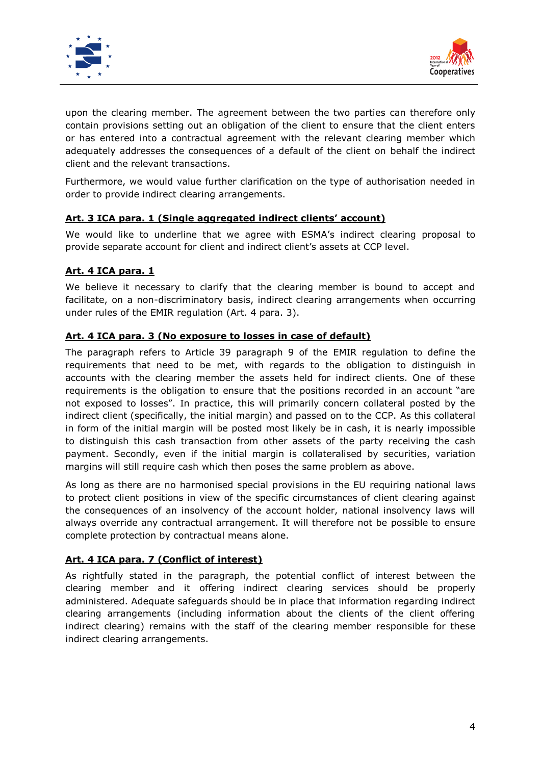upon the clearing member. The agreement between the two parties can therefore only contain provisions setting out an obligation of the client to ensure that the client enters or has entered into a contractual agreement with the relevant clearing member which adequately addresses the consequences of a default of the client on behalf the indirect client and the relevant transactions.

Furthermore, we would value further clarification on the type of authorisation needed in order to provide indirect clearing arrangements.

**Art. 3 ICA para. 1 (Single aggregated indirect clients' account)**

We would like to underline that we agree with ESMA's indirect clearing proposal to provide separate account for client and indirect client's assets at CCP level.

**Art. 4 ICA para. 1**

We believe it necessary to clarify that the clearing member is bound to accept and facilitate, on a non-discriminatory basis, indirect clearing arrangements when occurring under rules of the EMIR regulation (Art. 4 para. 3).

**Art. 4 ICA para. 3 (No exposure to losses in case of default)**

The paragraph refers to Article 39 paragraph 9 of the EMIR regulation to define the requirements that need to be met, with regards to the obligation to distinguish in accounts with the clearing member the assets held for indirect clients. One of these requirements is the obligation to ensure that the positions recorded in an account "are not exposed to losses". In practice, this will primarily concern collateral posted by the indirect client (specifically, the initial margin) and passed on to the CCP. As this collateral in form of the initial margin will be posted most likely be in cash, it is nearly impossible to distinguish this cash transaction from other assets of the party receiving the cash payment. Secondly, even if the initial margin is collateralised by securities, variation margins will still require cash which then poses the same problem as above.

As long as there are no harmonised special provisions in the EU requiring national laws to protect client positions in view of the specific circumstances of client clearing against the consequences of an insolvency of the account holder, national insolvency laws will always override any contractual arrangement. It will therefore not be possible to ensure complete protection by contractual means alone.

**Art. 4 ICA para. 7 (Conflict of interest)**

As rightfully stated in the paragraph, the potential conflict of interest between the clearing member and it offering indirect clearing services should be properly administered. Adequate safeguards should be in place that information regarding indirect clearing arrangements (including information about the clients of the client offering indirect clearing) remains with the staff of the clearing member responsible for these indirect clearing arrangements.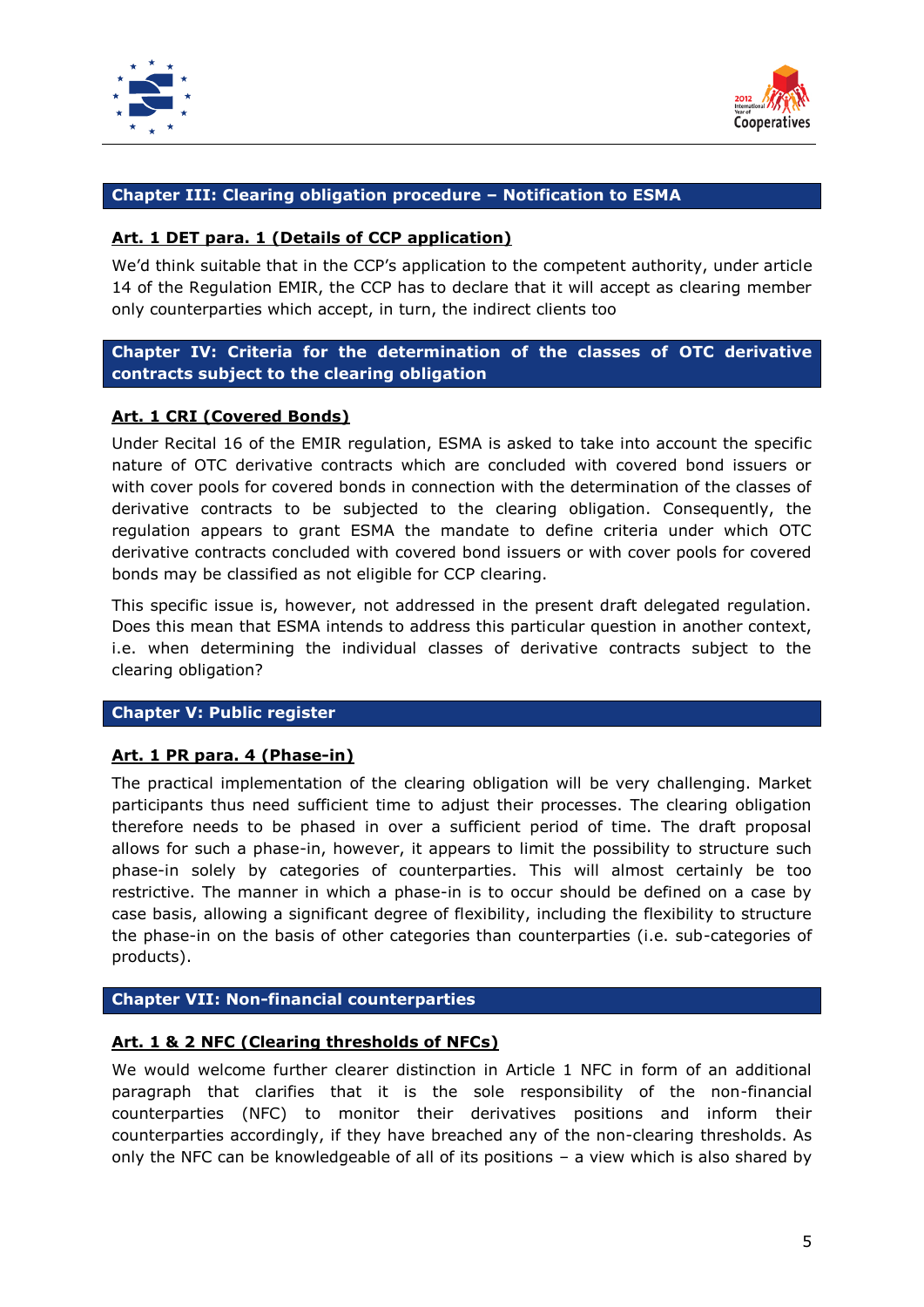## Chapter III: Clearing obligation procedure – Notification to ESMA

### Art. 1 DET para. 1 (Details of CCP application)

We'd think suitable that in the CCP's application to the competent authority, under article 14 of the Regulation EMIR, the CCP has to declare that it will accept as clearing member only counterparties which accept, in turn, the indirect clients too

## Chapter IV: Criteria for the determination of the classes of OTC derivative contracts subject to the clearing obligation

### Art. 1 CRI (Covered Bonds)

Under Recital 16 of the EMIR regulation, ESMA is asked to take into account the specific nature of OTC derivative contracts which are concluded with covered bond issuers or with cover pools for covered bonds in connection with the determination of the classes of derivative contracts to be subjected to the clearing obligation. Consequently, the regulation appears to grant ESMA the mandate to define criteria under which OTC derivative contracts concluded with covered bond issuers or with cover pools for covered bonds may be classified as not eligible for CCP clearing.

This specific issue is, however, not addressed in the present draft delegated regulation. Does this mean that ESMA intends to address this particular question in another context, i.e. when determining the individual classes of derivative contracts subject to the clearing obligation?

## Chapter V: Public register

### Art. 1 PR para. 4 (Phase-in)

The practical implementation of the clearing obligation will be very challenging. Market participants thus need sufficient time to adjust their processes. The clearing obligation therefore needs to be phased in over a sufficient period of time. The draft proposal allows for such a phase-in, however, it appears to limit the possibility to structure such phase-in solely by categories of counterparties. This will almost certainly be too restrictive. The manner in which a phase-in is to occur should be defined on a case by case basis, allowing a significant degree of flexibility, including the flexibility to structure the phase-in on the basis of other categories than counterparties (i.e. sub-categories of products).

## Chapter VII: Non-financial counterparties

### Art. 1 & 2 NFC (Clearing thresholds of NFCs)

We would welcome further clearer distinction in Article 1 NFC in form of an additional paragraph that clarifies that it is the sole responsibility of the non-financial counterparties (NFC) to monitor their derivatives positions and inform their counterparties accordingly, if they have breached any of the non-clearing thresholds. As only the NFC can be knowledgeable of all of its positions – a view which is also shared by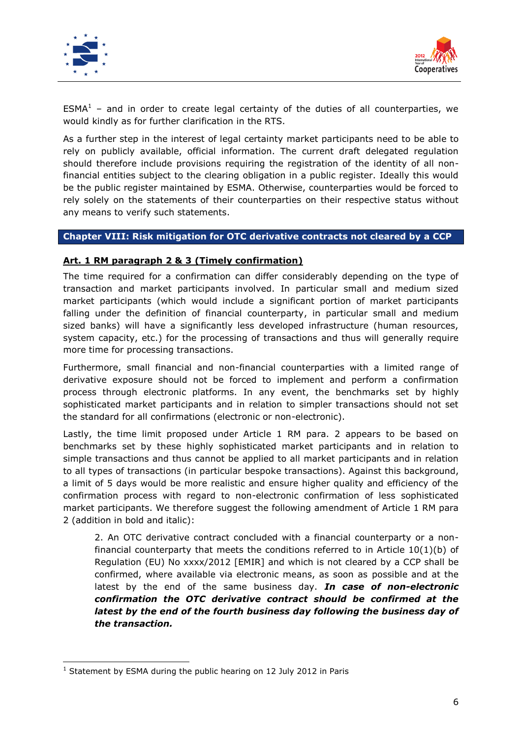ESMA[1] – and in order to create legal certainty of the duties of all counterparties, we would kindly as for further clarification in the RTS.

As a further step in the interest of legal certainty market participants need to be able to rely on publicly available, official information. The current draft delegated regulation should therefore include provisions requiring the registration of the identity of all non-financial entities subject to the clearing obligation in a public register. Ideally this would be the public register maintained by ESMA. Otherwise, counterparties would be forced to rely solely on the statements of their counterparties on their respective status without any means to verify such statements.

## Chapter VIII: Risk mitigation for OTC derivative contracts not cleared by a CCP

### Art. 1 RM paragraph 2 & 3 (Timely confirmation)

The time required for a confirmation can differ considerably depending on the type of transaction and market participants involved. In particular small and medium sized market participants (which would include a significant portion of market participants falling under the definition of financial counterparty, in particular small and medium sized banks) will have a significantly less developed infrastructure (human resources, system capacity, etc.) for the processing of transactions and thus will generally require more time for processing transactions.

Furthermore, small financial and non-financial counterparties with a limited range of derivative exposure should not be forced to implement and perform a confirmation process through electronic platforms. In any event, the benchmarks set by highly sophisticated market participants and in relation to simpler transactions should not set the standard for all confirmations (electronic or non-electronic).

Lastly, the time limit proposed under Article 1 RM para. 2 appears to be based on benchmarks set by these highly sophisticated market participants and in relation to simple transactions and thus cannot be applied to all market participants and in relation to all types of transactions (in particular bespoke transactions). Against this background, a limit of 5 days would be more realistic and ensure higher quality and efficiency of the confirmation process with regard to non-electronic confirmation of less sophisticated market participants. We therefore suggest the following amendment of Article 1 RM para 2 (addition in bold and italic):

> 2. An OTC derivative contract concluded with a financial counterparty or a non-financial counterparty that meets the conditions referred to in Article 10(1)(b) of Regulation (EU) No xxxx/2012 [EMIR] and which is not cleared by a CCP shall be confirmed, where available via electronic means, as soon as possible and at the latest by the end of the same business day. ***In case of non-electronic confirmation the OTC derivative contract should be confirmed at the latest by the end of the fourth business day following the business day of the transaction.***

---

[1] Statement by ESMA during the public hearing on 12 July 2012 in Paris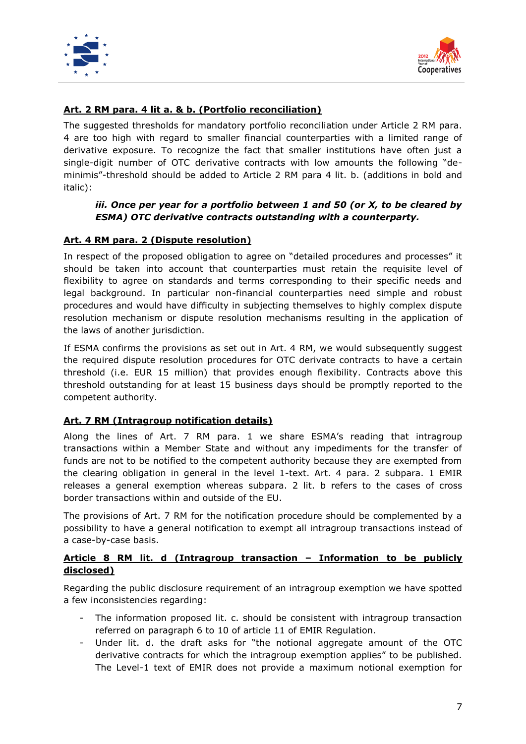**Art. 2 RM para. 4 lit a. & b. (Portfolio reconciliation)**

The suggested thresholds for mandatory portfolio reconciliation under Article 2 RM para. 4 are too high with regard to smaller financial counterparties with a limited range of derivative exposure. To recognize the fact that smaller institutions have often just a single-digit number of OTC derivative contracts with low amounts the following "de-minimis"-threshold should be added to Article 2 RM para 4 lit. b. (additions in bold and italic):

> ***iii. Once per year for a portfolio between 1 and 50 (or X, to be cleared by ESMA) OTC derivative contracts outstanding with a counterparty.***

**Art. 4 RM para. 2 (Dispute resolution)**

In respect of the proposed obligation to agree on "detailed procedures and processes" it should be taken into account that counterparties must retain the requisite level of flexibility to agree on standards and terms corresponding to their specific needs and legal background. In particular non-financial counterparties need simple and robust procedures and would have difficulty in subjecting themselves to highly complex dispute resolution mechanism or dispute resolution mechanisms resulting in the application of the laws of another jurisdiction.

If ESMA confirms the provisions as set out in Art. 4 RM, we would subsequently suggest the required dispute resolution procedures for OTC derivate contracts to have a certain threshold (i.e. EUR 15 million) that provides enough flexibility. Contracts above this threshold outstanding for at least 15 business days should be promptly reported to the competent authority.

**Art. 7 RM (Intragroup notification details)**

Along the lines of Art. 7 RM para. 1 we share ESMA's reading that intragroup transactions within a Member State and without any impediments for the transfer of funds are not to be notified to the competent authority because they are exempted from the clearing obligation in general in the level 1-text. Art. 4 para. 2 subpara. 1 EMIR releases a general exemption whereas subpara. 2 lit. b refers to the cases of cross border transactions within and outside of the EU.

The provisions of Art. 7 RM for the notification procedure should be complemented by a possibility to have a general notification to exempt all intragroup transactions instead of a case-by-case basis.

**Article 8 RM lit. d (Intragroup transaction – Information to be publicly disclosed)**

Regarding the public disclosure requirement of an intragroup exemption we have spotted a few inconsistencies regarding:

- The information proposed lit. c. should be consistent with intragroup transaction referred on paragraph 6 to 10 of article 11 of EMIR Regulation.
- Under lit. d. the draft asks for "the notional aggregate amount of the OTC derivative contracts for which the intragroup exemption applies" to be published. The Level-1 text of EMIR does not provide a maximum notional exemption for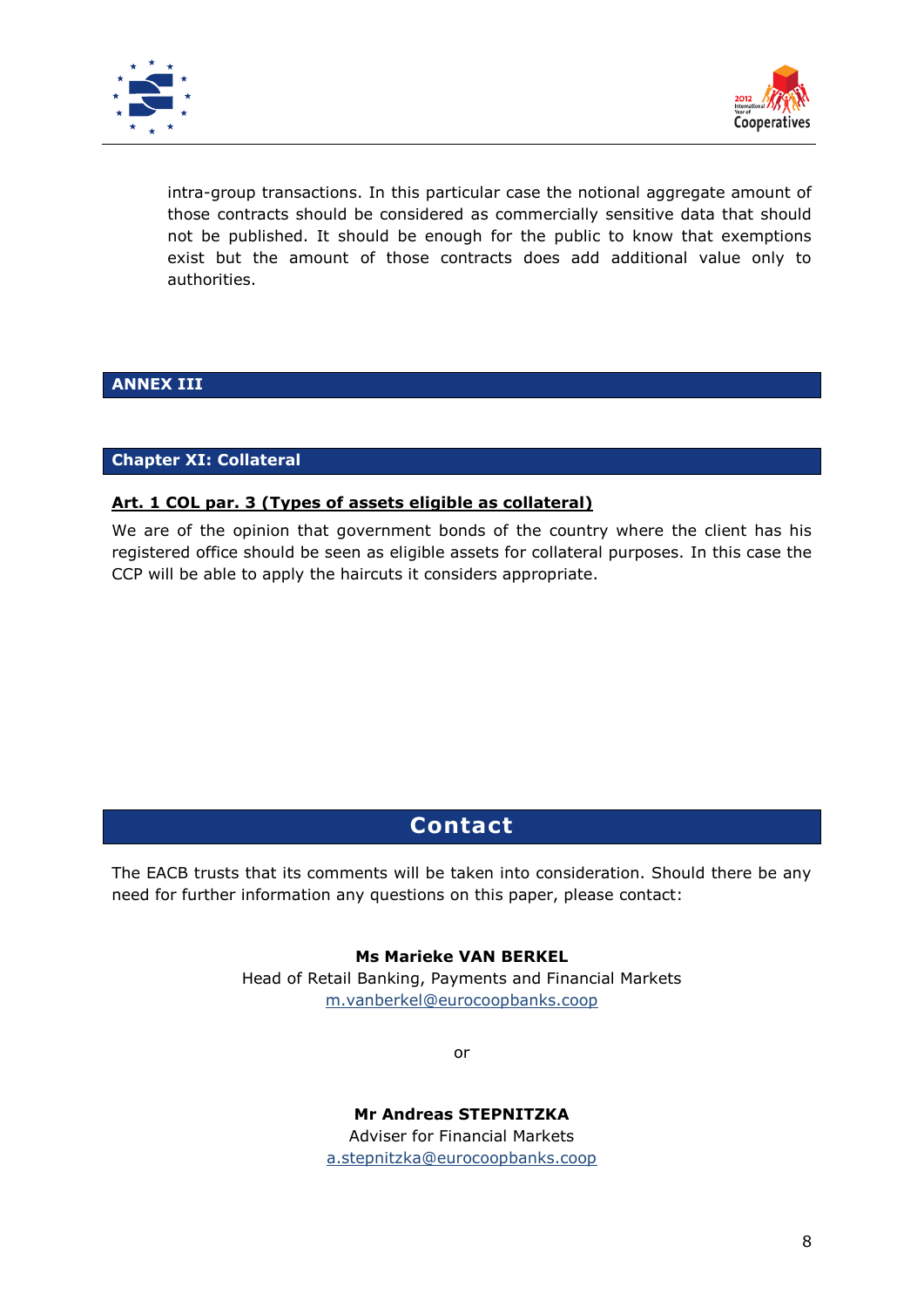intra-group transactions. In this particular case the notional aggregate amount of those contracts should be considered as commercially sensitive data that should not be published. It should be enough for the public to know that exemptions exist but the amount of those contracts does add additional value only to authorities.

## ANNEX III

## Chapter XI: Collateral

**Art. 1 COL par. 3 (Types of assets eligible as collateral)**

We are of the opinion that government bonds of the country where the client has his registered office should be seen as eligible assets for collateral purposes. In this case the CCP will be able to apply the haircuts it considers appropriate.

## Contact

The EACB trusts that its comments will be taken into consideration. Should there be any need for further information any questions on this paper, please contact:

**Ms Marieke VAN BERKEL**
Head of Retail Banking, Payments and Financial Markets
m.vanberkel@eurocoopbanks.coop

or

**Mr Andreas STEPNITZKA**
Adviser for Financial Markets
a.stepnitzka@eurocoopbanks.coop